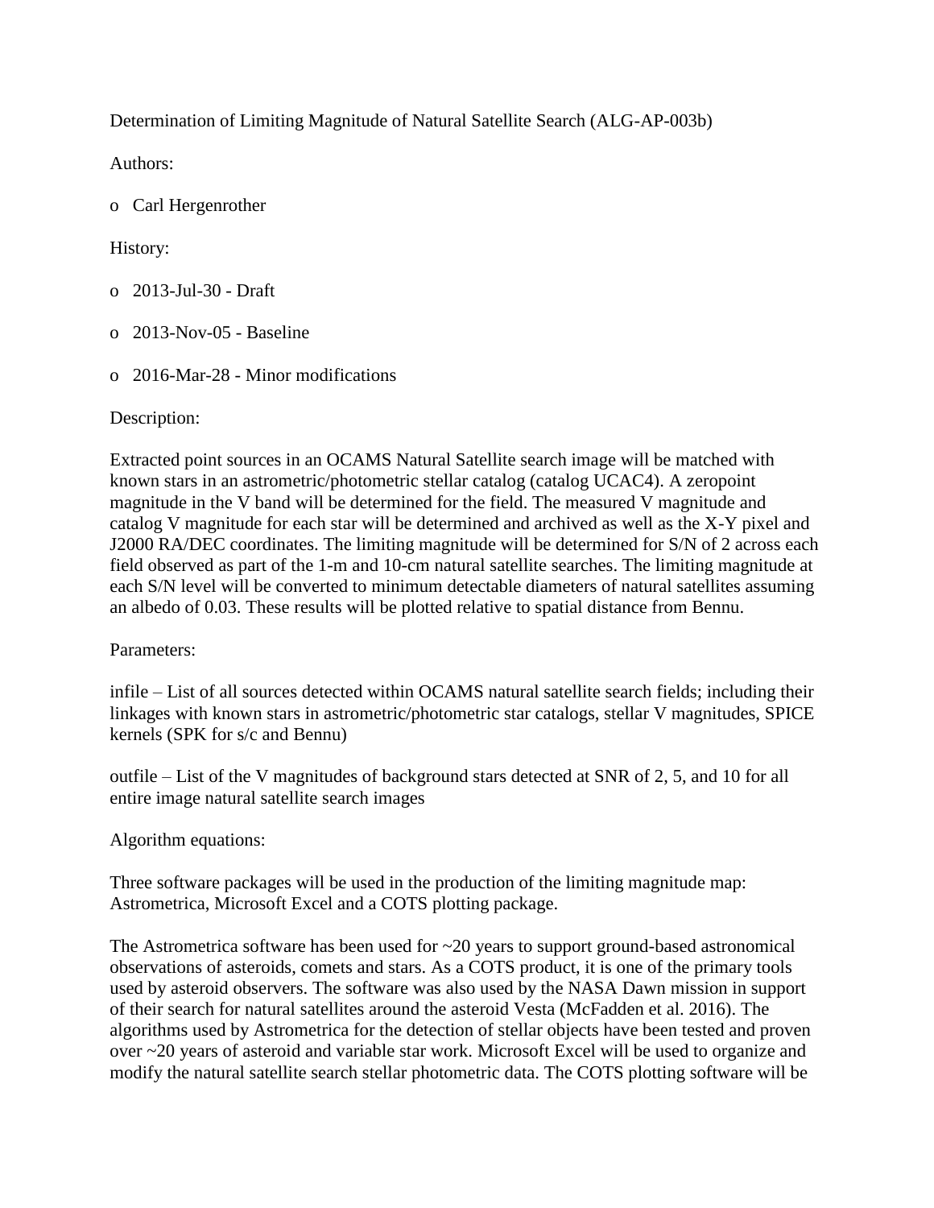Determination of Limiting Magnitude of Natural Satellite Search (ALG-AP-003b)

Authors:

- Carl Hergenrother

History:

- 2013-Jul-30 - Draft
- 2013-Nov-05 - Baseline
- 2016-Mar-28 - Minor modifications

Description:

Extracted point sources in an OCAMS Natural Satellite search image will be matched with known stars in an astrometric/photometric stellar catalog (catalog UCAC4). A zeropoint magnitude in the V band will be determined for the field. The measured V magnitude and catalog V magnitude for each star will be determined and archived as well as the X-Y pixel and J2000 RA/DEC coordinates. The limiting magnitude will be determined for S/N of 2 across each field observed as part of the 1-m and 10-cm natural satellite searches. The limiting magnitude at each S/N level will be converted to minimum detectable diameters of natural satellites assuming an albedo of 0.03. These results will be plotted relative to spatial distance from Bennu.

Parameters:

infile – List of all sources detected within OCAMS natural satellite search fields; including their linkages with known stars in astrometric/photometric star catalogs, stellar V magnitudes, SPICE kernels (SPK for s/c and Bennu)

outfile – List of the V magnitudes of background stars detected at SNR of 2, 5, and 10 for all entire image natural satellite search images

Algorithm equations:

Three software packages will be used in the production of the limiting magnitude map: Astrometrica, Microsoft Excel and a COTS plotting package.

The Astrometrica software has been used for ~20 years to support ground-based astronomical observations of asteroids, comets and stars. As a COTS product, it is one of the primary tools used by asteroid observers. The software was also used by the NASA Dawn mission in support of their search for natural satellites around the asteroid Vesta (McFadden et al. 2016). The algorithms used by Astrometrica for the detection of stellar objects have been tested and proven over ~20 years of asteroid and variable star work. Microsoft Excel will be used to organize and modify the natural satellite search stellar photometric data. The COTS plotting software will be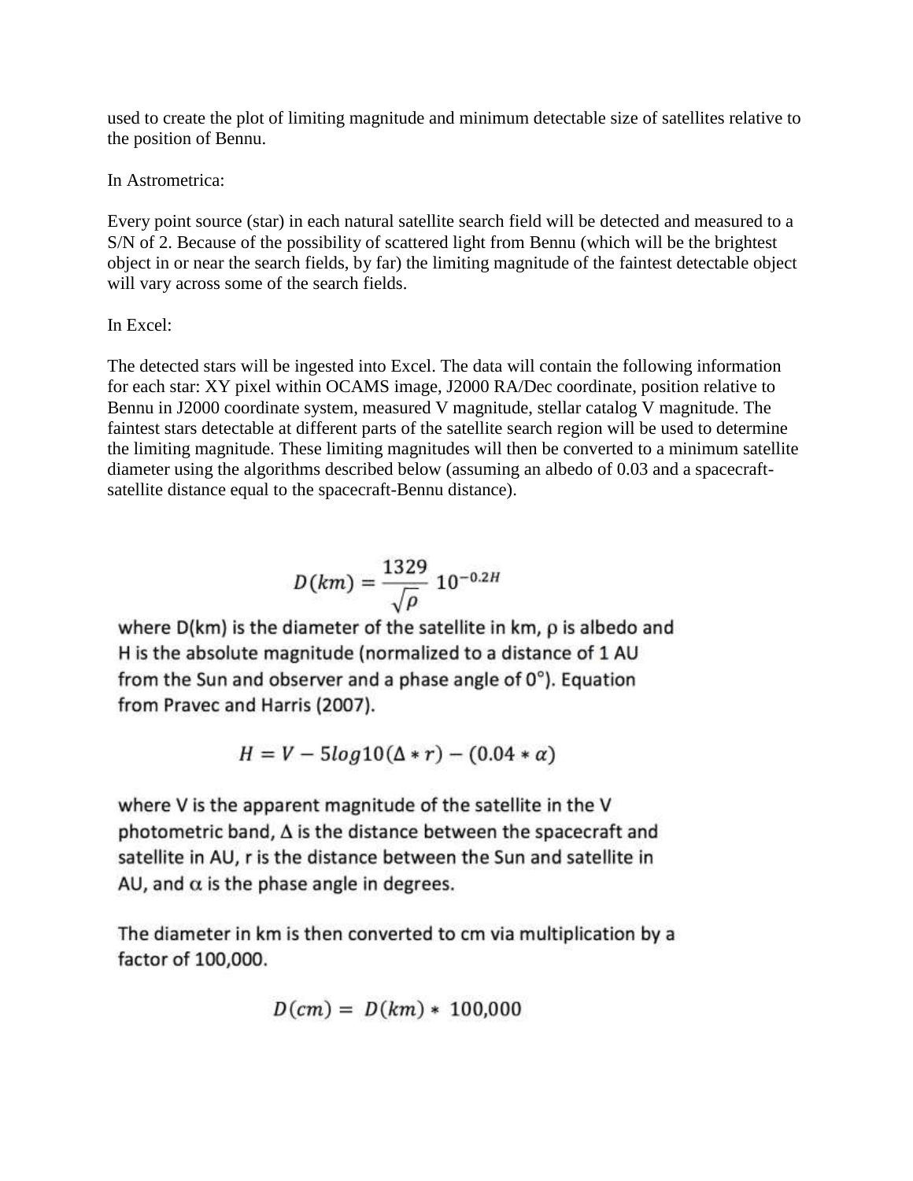used to create the plot of limiting magnitude and minimum detectable size of satellites relative to the position of Bennu.

In Astrometrica:

Every point source (star) in each natural satellite search field will be detected and measured to a S/N of 2. Because of the possibility of scattered light from Bennu (which will be the brightest object in or near the search fields, by far) the limiting magnitude of the faintest detectable object will vary across some of the search fields.

In Excel:

The detected stars will be ingested into Excel. The data will contain the following information for each star: XY pixel within OCAMS image, J2000 RA/Dec coordinate, position relative to Bennu in J2000 coordinate system, measured V magnitude, stellar catalog V magnitude. The faintest stars detectable at different parts of the satellite search region will be used to determine the limiting magnitude. These limiting magnitudes will then be converted to a minimum satellite diameter using the algorithms described below (assuming an albedo of 0.03 and a spacecraft-satellite distance equal to the spacecraft-Bennu distance).

$$D(km) = \frac{1329}{\sqrt{\rho}} 10^{-0.2H}$$

where D(km) is the diameter of the satellite in km, $\rho$ is albedo and H is the absolute magnitude (normalized to a distance of 1 AU from the Sun and observer and a phase angle of 0°). Equation from Pravec and Harris (2007).

$$H = V - 5log10(\Delta * r) - (0.04 * \alpha)$$

where V is the apparent magnitude of the satellite in the V photometric band, $\Delta$ is the distance between the spacecraft and satellite in AU, r is the distance between the Sun and satellite in AU, and $\alpha$ is the phase angle in degrees.

The diameter in km is then converted to cm via multiplication by a factor of 100,000.

$$D(cm) = D(km) * 100{,}000$$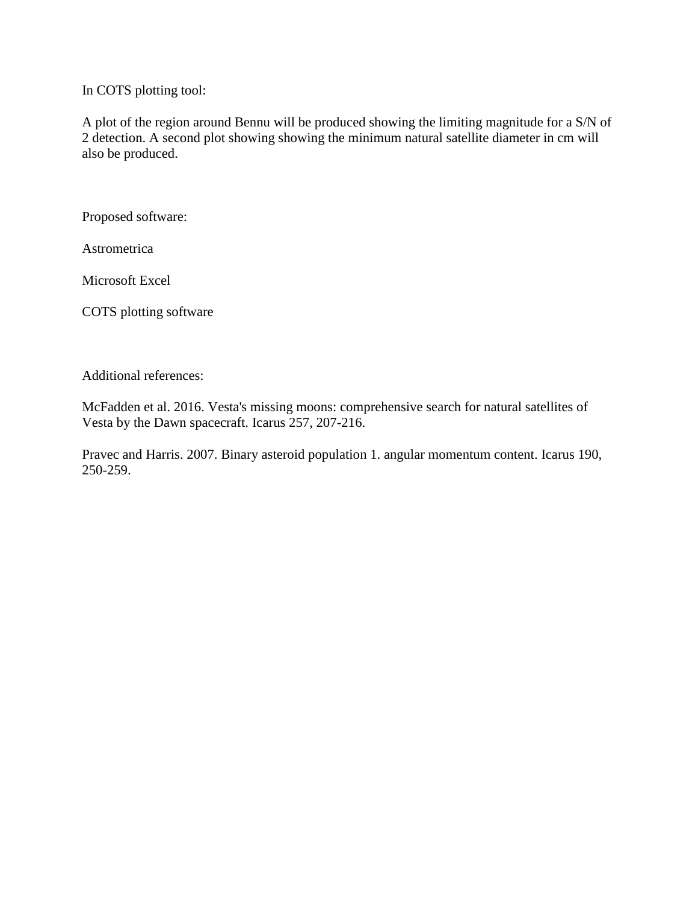In COTS plotting tool:

A plot of the region around Bennu will be produced showing the limiting magnitude for a S/N of 2 detection. A second plot showing showing the minimum natural satellite diameter in cm will also be produced.

Proposed software:

Astrometrica

Microsoft Excel

COTS plotting software

Additional references:

McFadden et al. 2016. Vesta's missing moons: comprehensive search for natural satellites of Vesta by the Dawn spacecraft. Icarus 257, 207-216.

Pravec and Harris. 2007. Binary asteroid population 1. angular momentum content. Icarus 190, 250-259.